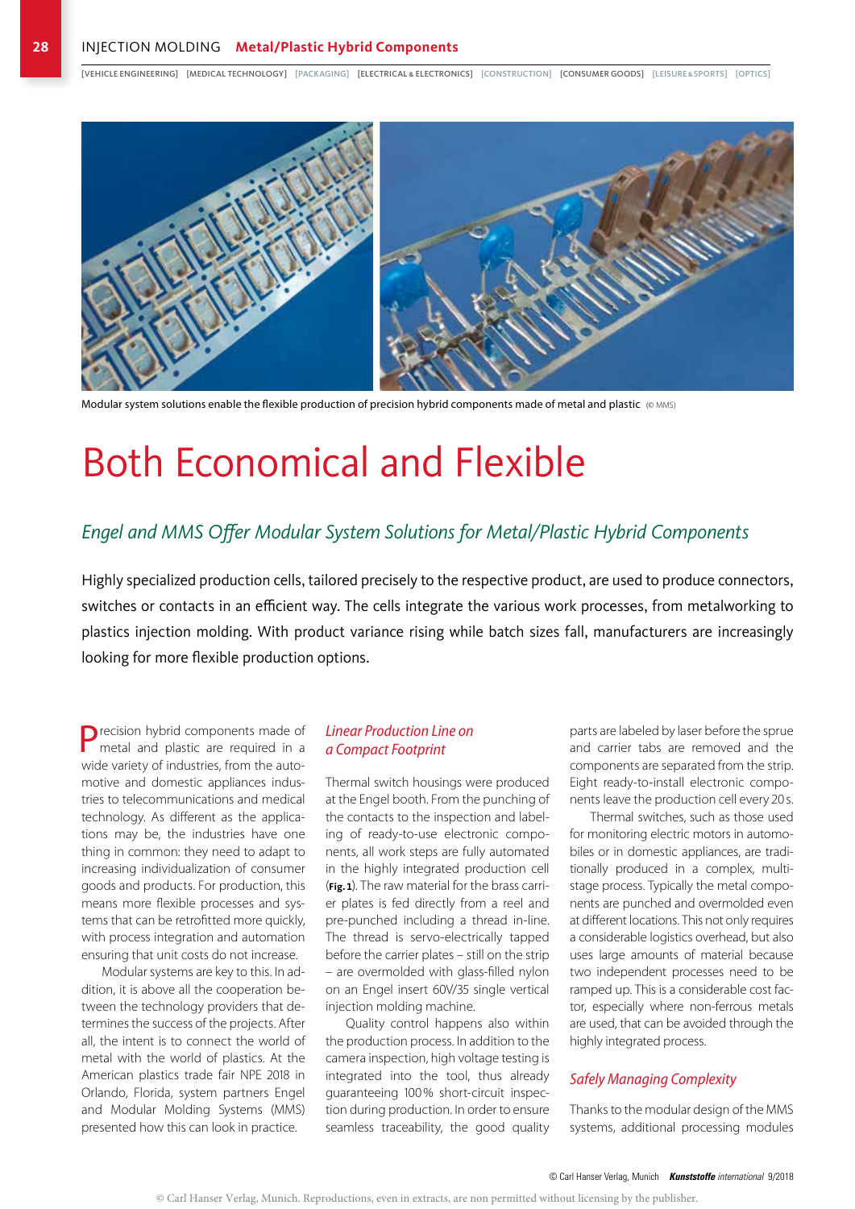Modular system solutions enable the flexible production of precision hybrid components made of metal and plastic (© MMS)

# Both Economical and Flexible

## *Engel and MMS Offer Modular System Solutions for Metal/Plastic Hybrid Components*

Highly specialized production cells, tailored precisely to the respective product, are used to produce connectors, switches or contacts in an efficient way. The cells integrate the various work processes, from metalworking to plastics injection molding. With product variance rising while batch sizes fall, manufacturers are increasingly looking for more flexible production options.

Precision hybrid components made of metal and plastic are required in a wide variety of industries, from the automotive and domestic appliances industries to telecommunications and medical technology. As different as the applications may be, the industries have one thing in common: they need to adapt to increasing individualization of consumer goods and products. For production, this means more flexible processes and systems that can be retrofitted more quickly, with process integration and automation ensuring that unit costs do not increase.

Modular systems are key to this. In addition, it is above all the cooperation between the technology providers that determines the success of the projects. After all, the intent is to connect the world of metal with the world of plastics. At the American plastics trade fair NPE 2018 in Orlando, Florida, system partners Engel and Modular Molding Systems (MMS) presented how this can look in practice.

### *Linear Production Line on a Compact Footprint*

Thermal switch housings were produced at the Engel booth. From the punching of the contacts to the inspection and labeling of ready-to-use electronic components, all work steps are fully automated in the highly integrated production cell (**Fig. 1**). The raw material for the brass carrier plates is fed directly from a reel and pre-punched including a thread in-line. The thread is servo-electrically tapped before the carrier plates – still on the strip – are overmolded with glass-filled nylon on an Engel insert 60V/35 single vertical injection molding machine.

Quality control happens also within the production process. In addition to the camera inspection, high voltage testing is integrated into the tool, thus already guaranteeing 100 % short-circuit inspection during production. In order to ensure seamless traceability, the good quality parts are labeled by laser before the sprue and carrier tabs are removed and the components are separated from the strip. Eight ready-to-install electronic components leave the production cell every 20 s.

Thermal switches, such as those used for monitoring electric motors in automobiles or in domestic appliances, are traditionally produced in a complex, multi-stage process. Typically the metal components are punched and overmolded even at different locations. This not only requires a considerable logistics overhead, but also uses large amounts of material because two independent processes need to be ramped up. This is a considerable cost factor, especially where non-ferrous metals are used, that can be avoided through the highly integrated process.

### *Safely Managing Complexity*

Thanks to the modular design of the MMS systems, additional processing modules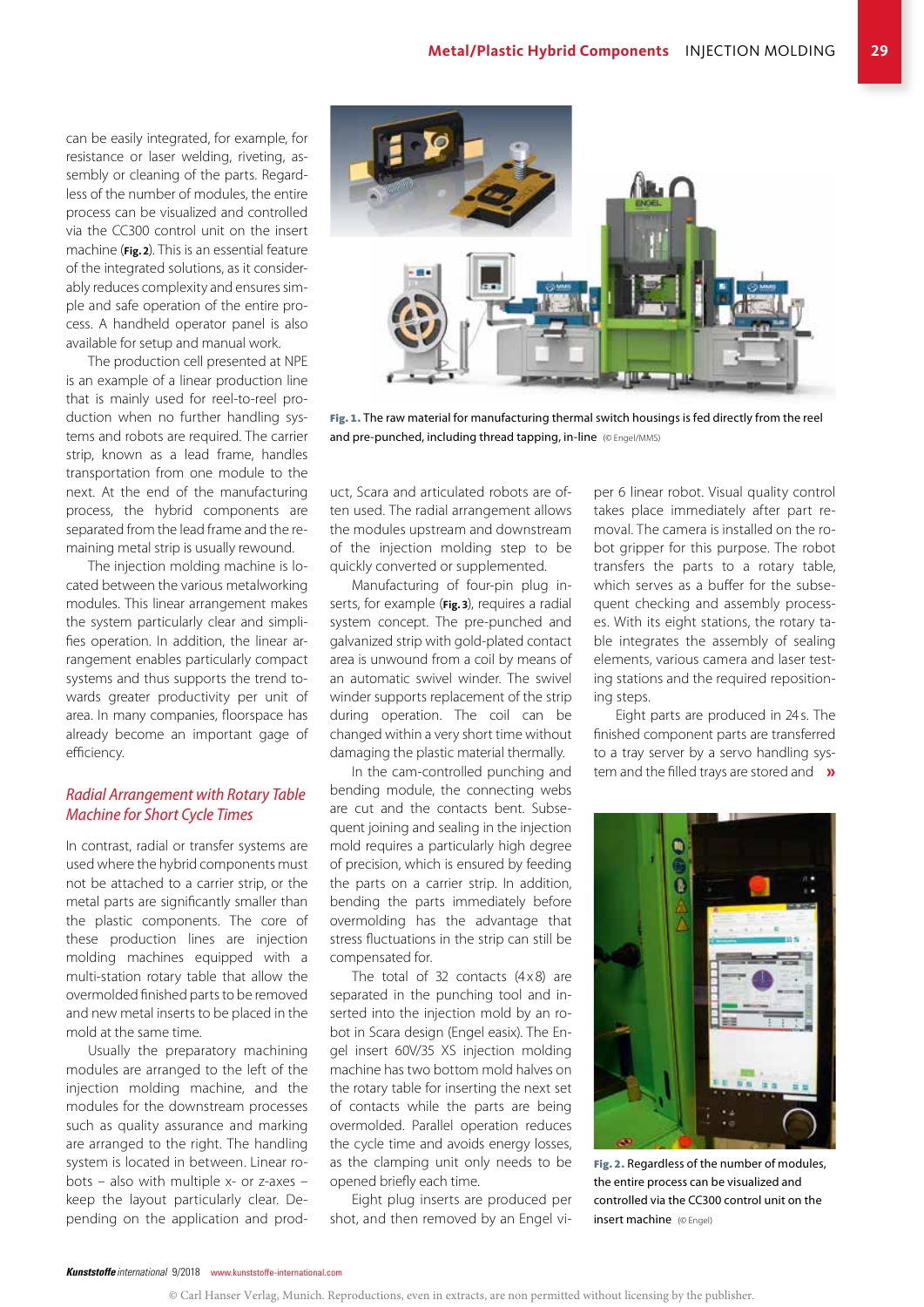can be easily integrated, for example, for resistance or laser welding, riveting, assembly or cleaning of the parts. Regardless of the number of modules, the entire process can be visualized and controlled via the CC300 control unit on the insert machine (**Fig. 2**). This is an essential feature of the integrated solutions, as it considerably reduces complexity and ensures simple and safe operation of the entire process. A handheld operator panel is also available for setup and manual work.

The production cell presented at NPE is an example of a linear production line that is mainly used for reel-to-reel production when no further handling systems and robots are required. The carrier strip, known as a lead frame, handles transportation from one module to the next. At the end of the manufacturing process, the hybrid components are separated from the lead frame and the remaining metal strip is usually rewound.

The injection molding machine is located between the various metalworking modules. This linear arrangement makes the system particularly clear and simplifies operation. In addition, the linear arrangement enables particularly compact systems and thus supports the trend towards greater productivity per unit of area. In many companies, floorspace has already become an important gage of efficiency.

## *Radial Arrangement with Rotary Table Machine for Short Cycle Times*

In contrast, radial or transfer systems are used where the hybrid components must not be attached to a carrier strip, or the metal parts are significantly smaller than the plastic components. The core of these production lines are injection molding machines equipped with a multi-station rotary table that allow the overmolded finished parts to be removed and new metal inserts to be placed in the mold at the same time.

Usually the preparatory machining modules are arranged to the left of the injection molding machine, and the modules for the downstream processes such as quality assurance and marking are arranged to the right. The handling system is located in between. Linear robots – also with multiple x- or z-axes – keep the layout particularly clear. Depending on the application and product, Scara and articulated robots are often used. The radial arrangement allows the modules upstream and downstream of the injection molding step to be quickly converted or supplemented.

Manufacturing of four-pin plug inserts, for example (**Fig. 3**), requires a radial system concept. The pre-punched and galvanized strip with gold-plated contact area is unwound from a coil by means of an automatic swivel winder. The swivel winder supports replacement of the strip during operation. The coil can be changed within a very short time without damaging the plastic material thermally.

In the cam-controlled punching and bending module, the connecting webs are cut and the contacts bent. Subsequent joining and sealing in the injection mold requires a particularly high degree of precision, which is ensured by feeding the parts on a carrier strip. In addition, bending the parts immediately before overmolding has the advantage that stress fluctuations in the strip can still be compensated for.

The total of 32 contacts (4 x 8) are separated in the punching tool and inserted into the injection mold by a robot in Scara design (Engel easix). The Engel insert 60V/35 XS injection molding machine has two bottom mold halves on the rotary table for inserting the next set of contacts while the parts are being overmolded. Parallel operation reduces the cycle time and avoids energy losses, as the clamping unit only needs to be opened briefly each time.

Eight plug inserts are produced per shot, and then removed by an Engel viper 6 linear robot. Visual quality control takes place immediately after part removal. The camera is installed on the robot gripper for this purpose. The robot transfers the parts to a rotary table, which serves as a buffer for the subsequent checking and assembly processes. With its eight stations, the rotary table integrates the assembly of sealing elements, various camera and laser testing stations and the required repositioning steps.

Eight parts are produced in 24 s. The finished component parts are transferred to a tray server by a servo handling system and the filled trays are stored and »

**Fig. 1.** The raw material for manufacturing thermal switch housings is fed directly from the reel and pre-punched, including thread tapping, in-line (© Engel/MMS)

**Fig. 2.** Regardless of the number of modules, the entire process can be visualized and controlled via the CC300 control unit on the insert machine (© Engel)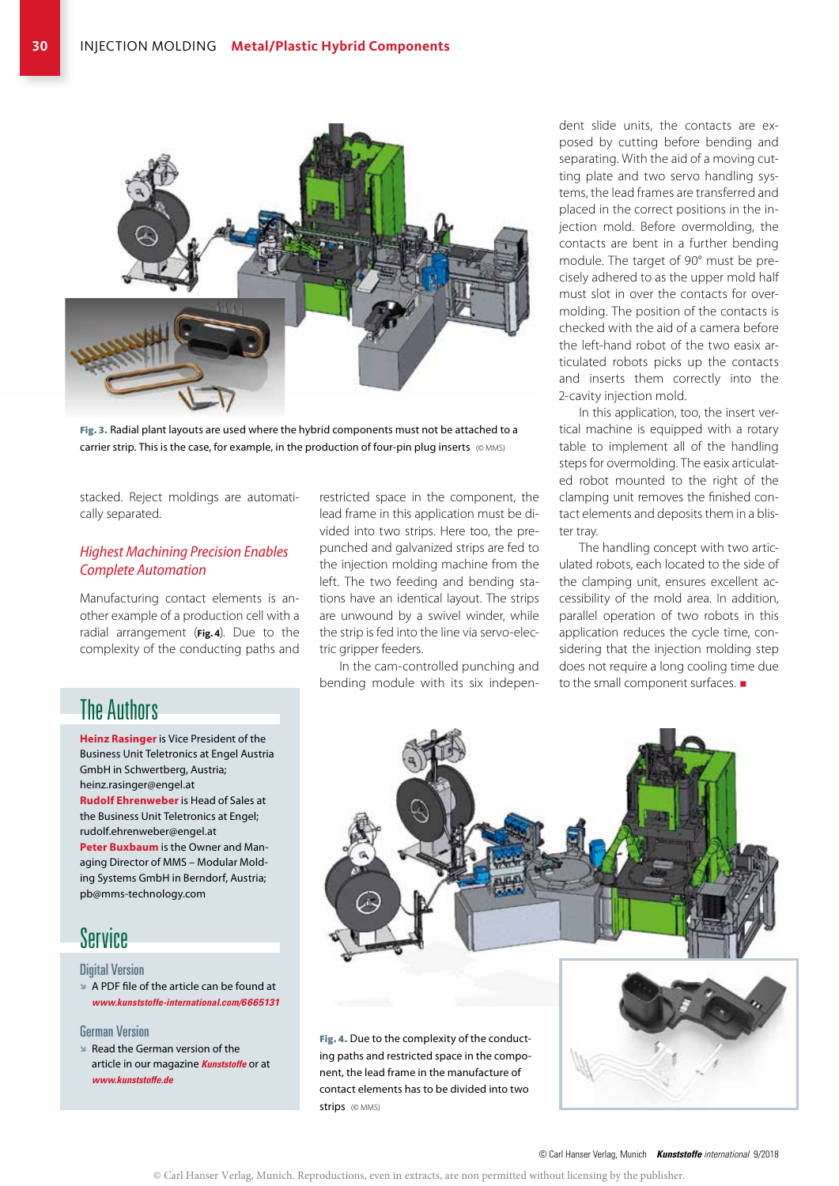Fig. 3. Radial plant layouts are used where the hybrid components must not be attached to a carrier strip. This is the case, for example, in the production of four-pin plug inserts (© MMS)

stacked. Reject moldings are automatically separated.

## *Highest Machining Precision Enables Complete Automation*

Manufacturing contact elements is another example of a production cell with a radial arrangement (**Fig. 4**). Due to the complexity of the conducting paths and restricted space in the component, the lead frame in this application must be divided into two strips. Here too, the prepunched and galvanized strips are fed to the injection molding machine from the left. The two feeding and bending stations have an identical layout. The strips are unwound by a swivel winder, while the strip is fed into the line via servo-electric gripper feeders.

In the cam-controlled punching and bending module with its six independent slide units, the contacts are exposed by cutting before bending and separating. With the aid of a moving cutting plate and two servo handling systems, the lead frames are transferred and placed in the correct positions in the injection mold. Before overmolding, the contacts are bent in a further bending module. The target of 90° must be precisely adhered to as the upper mold half must slot in over the contacts for overmolding. The position of the contacts is checked with the aid of a camera before the left-hand robot of the two easix articulated robots picks up the contacts and inserts them correctly into the 2-cavity injection mold.

In this application, too, the insert vertical machine is equipped with a rotary table to implement all of the handling steps for overmolding. The easix articulated robot mounted to the right of the clamping unit removes the finished contact elements and deposits them in a blister tray.

The handling concept with two articulated robots, each located to the side of the clamping unit, ensures excellent accessibility of the mold area. In addition, parallel operation of two robots in this application reduces the cycle time, considering that the injection molding step does not require a long cooling time due to the small component surfaces. ■

## The Authors

**Heinz Rasinger** is Vice President of the Business Unit Teletronics at Engel Austria GmbH in Schwertberg, Austria; heinz.rasinger@engel.at

**Rudolf Ehrenweber** is Head of Sales at the Business Unit Teletronics at Engel; rudolf.ehrenweber@engel.at

**Peter Buxbaum** is the Owner and Managing Director of MMS – Modular Molding Systems GmbH in Berndorf, Austria; pb@mms-technology.com

## Service

### Digital Version

- A PDF file of the article can be found at ***www.kunststoffe-international.com/6665131***

### German Version

- Read the German version of the article in our magazine ***Kunststoffe*** or at ***www.kunststoffe.de***

Fig. 4. Due to the complexity of the conducting paths and restricted space in the component, the lead frame in the manufacture of contact elements has to be divided into two strips (© MMS)